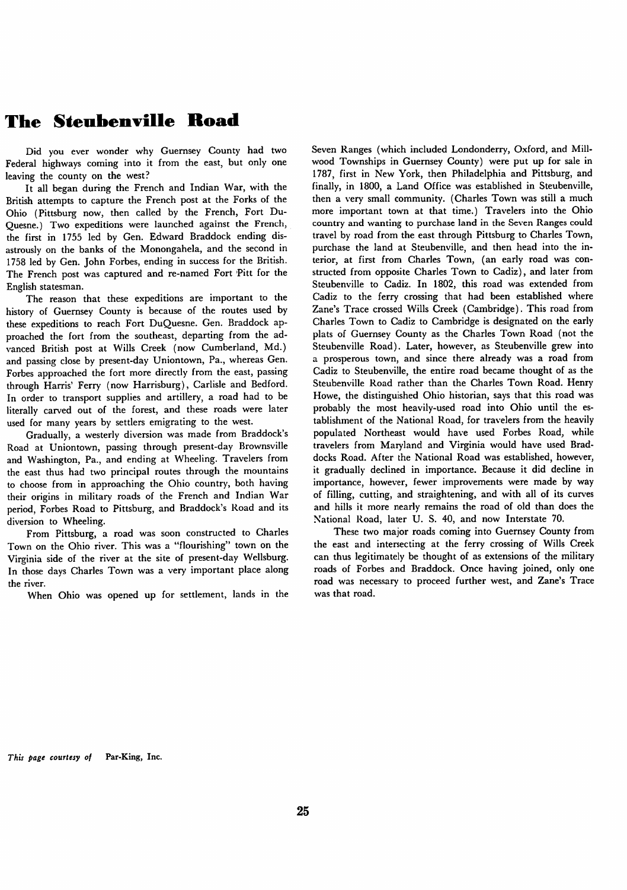# The Steubenville Road

Did you ever wonder why Guernsey County had two Federal highways coming into it from the east, but only one leaving the county on the west?

It all began during the French and Indian War, with the British attempts to capture the French post at the Forks of the Ohio (Pittsburg now, then called by the French, Fort DuQuesne.) Two expeditions were launched against the French, the first in 1755 led by Gen. Edward Braddock ending disastrously on the banks of the Monongahela, and the second in 1758 led by Gen. John Forbes, ending in success for the British. The French post was captured and re-named Fort Pitt for the English statesman.

The reason that these expeditions are important to the history of Guernsey County is because of the routes used by these expeditions to reach Fort DuQuesne. Gen. Braddock approached the fort from the southeast, departing from the advanced British post at Wills Creek (now Cumberland, Md.) and passing close by present-day Uniontown, Pa., whereas Gen. Forbes approached the fort more directly from the east, passing through Harris' Ferry (now Harrisburg), Carlisle and Bedford. In order to transport supplies and artillery, a road had to be literally carved out of the forest, and these roads were later used for many years by settlers emigrating to the west.

Gradually, a westerly diversion was made from Braddock's Road at Uniontown, passing through present-day Brownsville and Washington, Pa., and ending at Wheeling. Travelers from the east thus had two principal routes through the mountains to choose from in approaching the Ohio country, both having their origins in military roads of the French and Indian War period, Forbes Road to Pittsburg, and Braddock's Road and its diversion to Wheeling.

From Pittsburg, a road was soon constructed to Charles Town on the Ohio river. This was a "flourishing" town on the Virginia side of the river at the site of present-day Wellsburg. In those days Charles Town was a very important place along the river.

When Ohio was opened up for settlement, lands in the Seven Ranges (which included Londonderry, Oxford, and Millwood Townships in Guernsey County) were put up for sale in 1787, first in New York, then Philadelphia and Pittsburg, and finally, in 1800, a Land Office was established in Steubenville, then a very small community. (Charles Town was still a much more important town at that time.) Travelers into the Ohio country and wanting to purchase land in the Seven Ranges could travel by road from the east through Pittsburg to Charles Town, purchase the land at Steubenville, and then head into the interior, at first from Charles Town, (an early road was constructed from opposite Charles Town to Cadiz), and later from Steubenville to Cadiz. In 1802, this road was extended from Cadiz to the ferry crossing that had been established where Zane's Trace crossed Wills Creek (Cambridge). This road from Charles Town to Cadiz to Cambridge is designated on the early plats of Guernsey County as the Charles Town Road (not the Steubenville Road). Later, however, as Steubenville grew into a prosperous town, and since there already was a road from Cadiz to Steubenville, the entire road became thought of as the Steubenville Road rather than the Charles Town Road. Henry Howe, the distinguished Ohio historian, says that this road was probably the most heavily-used road into Ohio until the establishment of the National Road, for travelers from the heavily populated Northeast would have used Forbes Road, while travelers from Maryland and Virginia would have used Braddocks Road. After the National Road was established, however, it gradually declined in importance. Because it did decline in importance, however, fewer improvements were made by way of filling, cutting, and straightening, and with all of its curves and hills it more nearly remains the road of old than does the National Road, later U. S. 40, and now Interstate 70.

These two major roads coming into Guernsey County from the east and intersecting at the ferry crossing of Wills Creek can thus legitimately be thought of as extensions of the military roads of Forbes and Braddock. Once having joined, only one road was necessary to proceed further west, and Zane's Trace was that road.

*This page courtesy of* Par-King, Inc.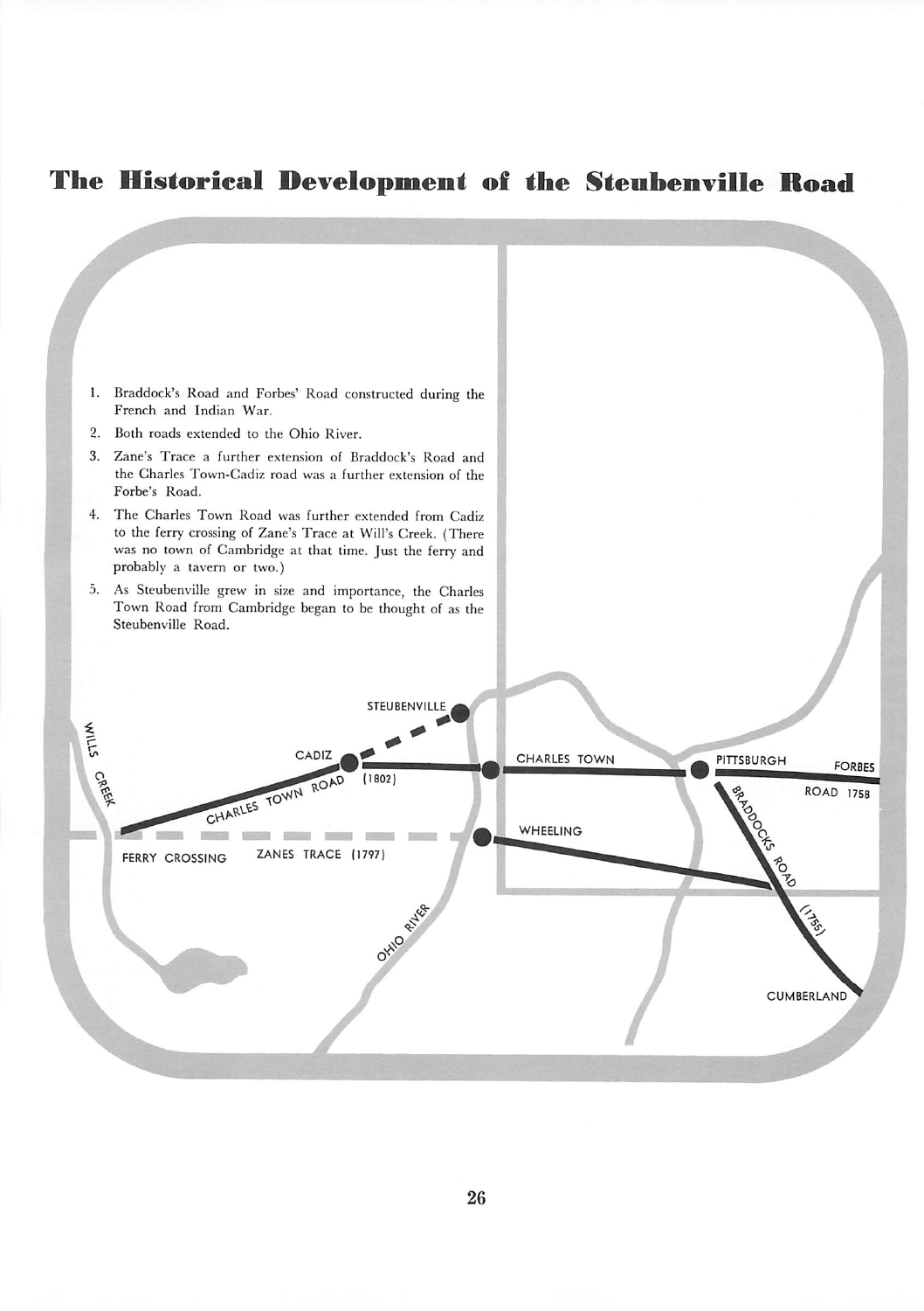# The Historical Development of the Steubenville Road

1. Braddock's Road and Forbes' Road constructed during the French and Indian War.
2. Both roads extended to the Ohio River.
3. Zane's Trace a further extension of Braddock's Road and the Charles Town-Cadiz road was a further extension of the Forbe's Road.
4. The Charles Town Road was further extended from Cadiz to the ferry crossing of Zane's Trace at Will's Creek. (There was no town of Cambridge at that time. Just the ferry and probably a tavern or two.)
5. As Steubenville grew in size and importance, the Charles Town Road from Cambridge began to be thought of as the Steubenville Road.

STEUBENVILLE

WILLS CREEK

CADIZ

CHARLES TOWN ROAD (1802)

CHARLES TOWN

PITTSBURGH

FORBES ROAD 1758

WHEELING

FERRY CROSSING

ZANES TRACE (1797)

BRADDOCKS ROAD (1755)

OHIO RIVER

CUMBERLAND